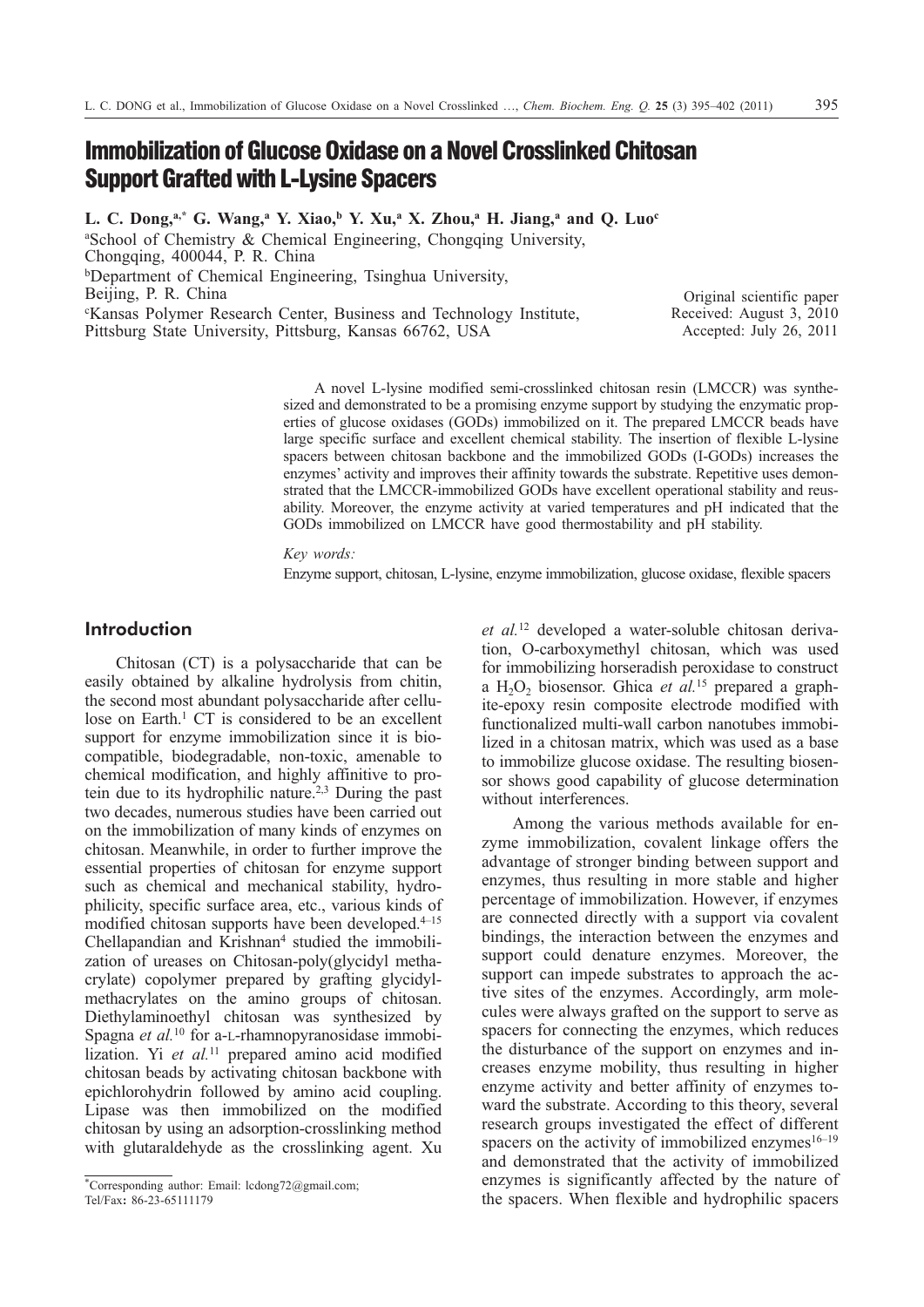# Immobilization of Glucose Oxidase on a Novel Crosslinked Chitosan Support Grafted with L-Lysine Spacers

**L. C. Dong,[a,*] G. Wang,[a] Y. Xiao,[b] Y. Xu,[a] X. Zhou,[a] H. Jiang,[a] and Q. Luo[c]**

[a]School of Chemistry & Chemical Engineering, Chongqing University, Chongqing, 400044, P. R. China
[b]Department of Chemical Engineering, Tsinghua University, Beijing, P. R. China
[c]Kansas Polymer Research Center, Business and Technology Institute, Pittsburg State University, Pittsburg, Kansas 66762, USA

Original scientific paper
Received: August 3, 2010
Accepted: July 26, 2011

A novel L-lysine modified semi-crosslinked chitosan resin (LMCCR) was synthesized and demonstrated to be a promising enzyme support by studying the enzymatic properties of glucose oxidases (GODs) immobilized on it. The prepared LMCCR beads have large specific surface and excellent chemical stability. The insertion of flexible L-lysine spacers between chitosan backbone and the immobilized GODs (I-GODs) increases the enzymes' activity and improves their affinity towards the substrate. Repetitive uses demonstrated that the LMCCR-immobilized GODs have excellent operational stability and reusability. Moreover, the enzyme activity at varied temperatures and pH indicated that the GODs immobilized on LMCCR have good thermostability and pH stability.

*Key words:*

Enzyme support, chitosan, L-lysine, enzyme immobilization, glucose oxidase, flexible spacers

## Introduction

Chitosan (CT) is a polysaccharide that can be easily obtained by alkaline hydrolysis from chitin, the second most abundant polysaccharide after cellulose on Earth.[1] CT is considered to be an excellent support for enzyme immobilization since it is biocompatible, biodegradable, non-toxic, amenable to chemical modification, and highly affinitive to protein due to its hydrophilic nature.[2,3] During the past two decades, numerous studies have been carried out on the immobilization of many kinds of enzymes on chitosan. Meanwhile, in order to further improve the essential properties of chitosan for enzyme support such as chemical and mechanical stability, hydrophilicity, specific surface area, etc., various kinds of modified chitosan supports have been developed.[4–15] Chellapandian and Krishnan[4] studied the immobilization of ureases on Chitosan-poly(glycidyl methacrylate) copolymer prepared by grafting glycidylmethacrylates on the amino groups of chitosan. Diethylaminoethyl chitosan was synthesized by Spagna *et al.*[10] for a-L-rhamnopyranosidase immobilization. Yi *et al.*[11] prepared amino acid modified chitosan beads by activating chitosan backbone with epichlorohydrin followed by amino acid coupling. Lipase was then immobilized on the modified chitosan by using an adsorption-crosslinking method with glutaraldehyde as the crosslinking agent. Xu *et al.*[12] developed a water-soluble chitosan derivation, O-carboxymethyl chitosan, which was used for immobilizing horseradish peroxidase to construct a $H_2O_2$ biosensor. Ghica *et al.*[15] prepared a graphite-epoxy resin composite electrode modified with functionalized multi-wall carbon nanotubes immobilized in a chitosan matrix, which was used as a base to immobilize glucose oxidase. The resulting biosensor shows good capability of glucose determination without interferences.

Among the various methods available for enzyme immobilization, covalent linkage offers the advantage of stronger binding between support and enzymes, thus resulting in more stable and higher percentage of immobilization. However, if enzymes are connected directly with a support via covalent bindings, the interaction between the enzymes and support could denature enzymes. Moreover, the support can impede substrates to approach the active sites of the enzymes. Accordingly, arm molecules were always grafted on the support to serve as spacers for connecting the enzymes, which reduces the disturbance of the support on enzymes and increases enzyme mobility, thus resulting in higher enzyme activity and better affinity of enzymes toward the substrate. According to this theory, several research groups investigated the effect of different spacers on the activity of immobilized enzymes[16–19] and demonstrated that the activity of immobilized enzymes is significantly affected by the nature of the spacers. When flexible and hydrophilic spacers

*Corresponding author: Email: lcdong72@gmail.com; Tel/Fax: 86-23-65111179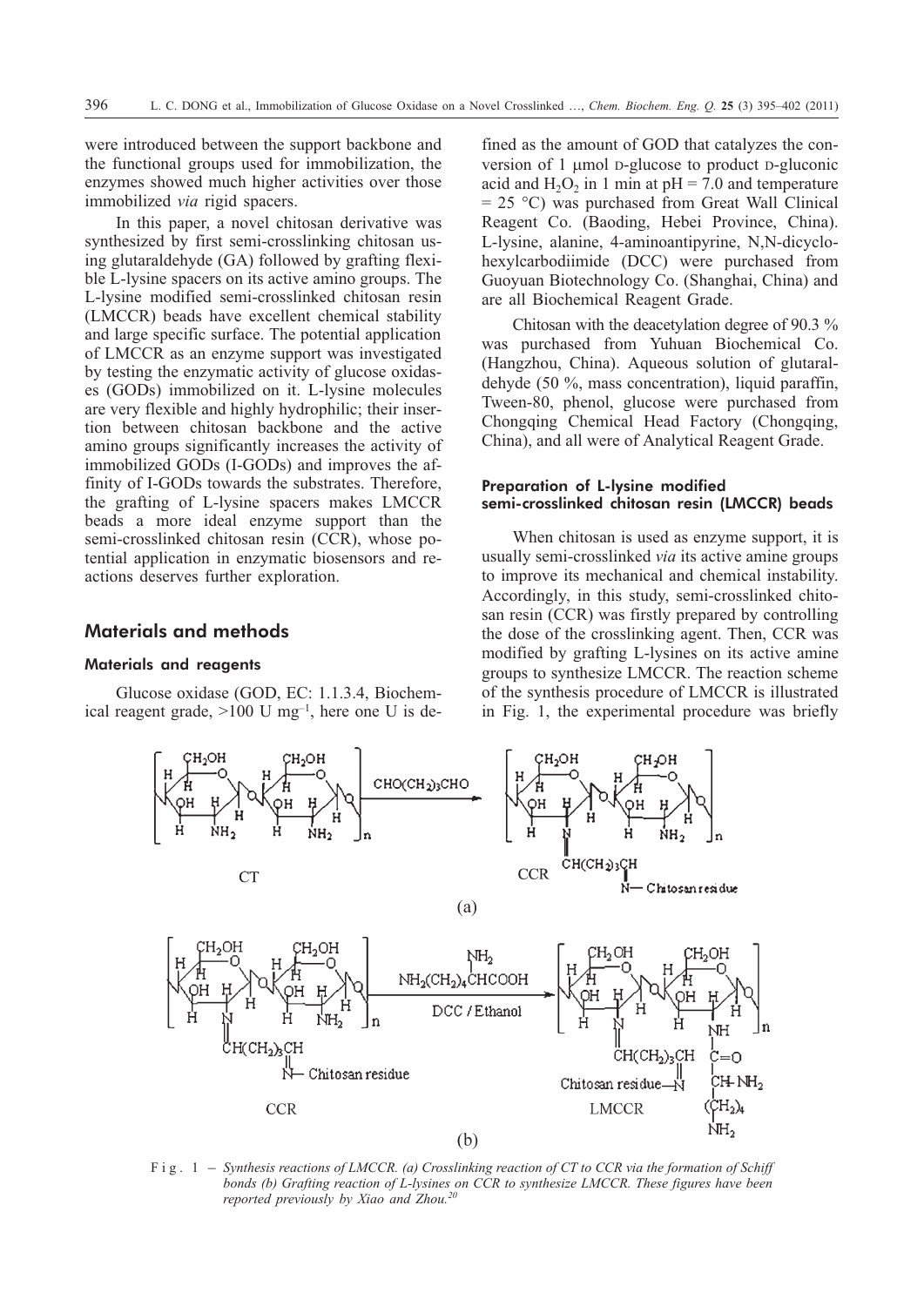were introduced between the support backbone and the functional groups used for immobilization, the enzymes showed much higher activities over those immobilized *via* rigid spacers.

In this paper, a novel chitosan derivative was synthesized by first semi-crosslinking chitosan using glutaraldehyde (GA) followed by grafting flexible L-lysine spacers on its active amino groups. The L-lysine modified semi-crosslinked chitosan resin (LMCCR) beads have excellent chemical stability and large specific surface. The potential application of LMCCR as an enzyme support was investigated by testing the enzymatic activity of glucose oxidases (GODs) immobilized on it. L-lysine molecules are very flexible and highly hydrophilic; their insertion between chitosan backbone and the active amino groups significantly increases the activity of immobilized GODs (I-GODs) and improves the affinity of I-GODs towards the substrates. Therefore, the grafting of L-lysine spacers makes LMCCR beads a more ideal enzyme support than the semi-crosslinked chitosan resin (CCR), whose potential application in enzymatic biosensors and reactions deserves further exploration.

## Materials and methods

### Materials and reagents

Glucose oxidase (GOD, EC: 1.1.3.4, Biochemical reagent grade, >100 U mg$^{-1}$, here one U is defined as the amount of GOD that catalyzes the conversion of 1 μmol D-glucose to product D-gluconic acid and $H_2O_2$ in 1 min at pH = 7.0 and temperature = 25 °C) was purchased from Great Wall Clinical Reagent Co. (Baoding, Hebei Province, China). L-lysine, alanine, 4-aminoantipyrine, N,N-dicyclohexylcarbodiimide (DCC) were purchased from Guoyuan Biotechnology Co. (Shanghai, China) and are all Biochemical Reagent Grade.

Chitosan with the deacetylation degree of 90.3 % was purchased from Yuhuan Biochemical Co. (Hangzhou, China). Aqueous solution of glutaraldehyde (50 %, mass concentration), liquid paraffin, Tween-80, phenol, glucose were purchased from Chongqing Chemical Head Factory (Chongqing, China), and all were of Analytical Reagent Grade.

### Preparation of L-lysine modified semi-crosslinked chitosan resin (LMCCR) beads

When chitosan is used as enzyme support, it is usually semi-crosslinked *via* its active amine groups to improve its mechanical and chemical instability. Accordingly, in this study, semi-crosslinked chitosan resin (CCR) was firstly prepared by controlling the dose of the crosslinking agent. Then, CCR was modified by grafting L-lysines on its active amine groups to synthesize LMCCR. The reaction scheme of the synthesis procedure of LMCCR is illustrated in Fig. 1, the experimental procedure was briefly

Fig. 1 – *Synthesis reactions of LMCCR. (a) Crosslinking reaction of CT to CCR via the formation of Schiff bonds (b) Grafting reaction of L-lysines on CCR to synthesize LMCCR. These figures have been reported previously by Xiao and Zhou.*[20]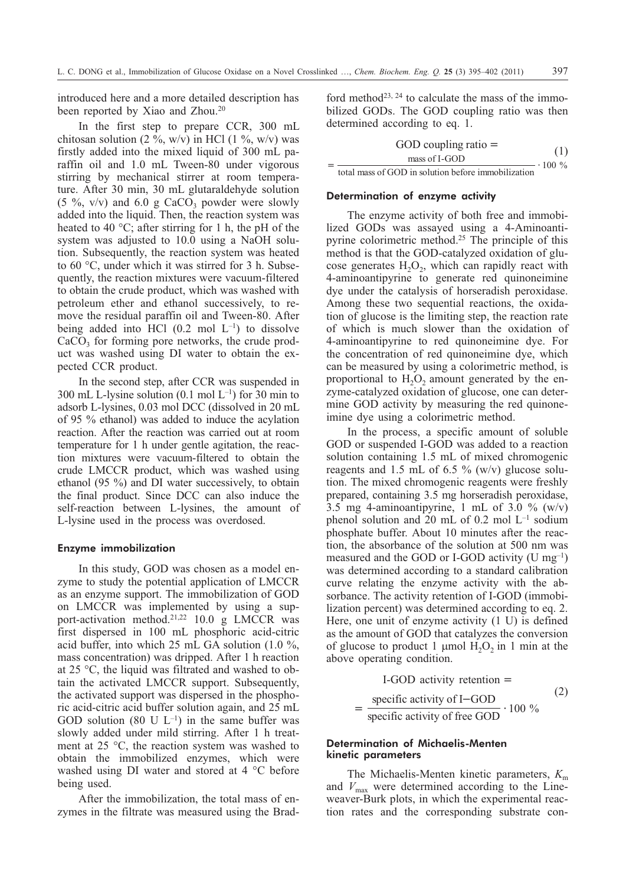introduced here and a more detailed description has been reported by Xiao and Zhou.[20]

In the first step to prepare CCR, 300 mL chitosan solution (2 %, w/v) in HCl (1 %, w/v) was firstly added into the mixed liquid of 300 mL paraffin oil and 1.0 mL Tween-80 under vigorous stirring by mechanical stirrer at room temperature. After 30 min, 30 mL glutaraldehyde solution (5 %, v/v) and 6.0 g $CaCO_3$ powder were slowly added into the liquid. Then, the reaction system was heated to 40 °C; after stirring for 1 h, the pH of the system was adjusted to 10.0 using a NaOH solution. Subsequently, the reaction system was heated to 60 °C, under which it was stirred for 3 h. Subsequently, the reaction mixtures were vacuum-filtered to obtain the crude product, which was washed with petroleum ether and ethanol successively, to remove the residual paraffin oil and Tween-80. After being added into HCl (0.2 mol $L^{-1}$) to dissolve $CaCO_3$ for forming pore networks, the crude product was washed using DI water to obtain the expected CCR product.

In the second step, after CCR was suspended in 300 mL L-lysine solution (0.1 mol $L^{-1}$) for 30 min to adsorb L-lysines, 0.03 mol DCC (dissolved in 20 mL of 95 % ethanol) was added to induce the acylation reaction. After the reaction was carried out at room temperature for 1 h under gentle agitation, the reaction mixtures were vacuum-filtered to obtain the crude LMCCR product, which was washed using ethanol (95 %) and DI water successively, to obtain the final product. Since DCC can also induce the self-reaction between L-lysines, the amount of L-lysine used in the process was overdosed.

#### Enzyme immobilization

In this study, GOD was chosen as a model enzyme to study the potential application of LMCCR as an enzyme support. The immobilization of GOD on LMCCR was implemented by using a support-activation method.[21,22] 10.0 g LMCCR was first dispersed in 100 mL phosphoric acid-citric acid buffer, into which 25 mL GA solution (1.0 %, mass concentration) was dripped. After 1 h reaction at 25 °C, the liquid was filtrated and washed to obtain the activated LMCCR support. Subsequently, the activated support was dispersed in the phosphoric acid-citric acid buffer solution again, and 25 mL GOD solution (80 U $L^{-1}$) in the same buffer was slowly added under mild stirring. After 1 h treatment at 25 °C, the reaction system was washed to obtain the immobilized enzymes, which were washed using DI water and stored at 4 °C before being used.

After the immobilization, the total mass of enzymes in the filtrate was measured using the Bradford method[23, 24] to calculate the mass of the immobilized GODs. The GOD coupling ratio was then determined according to eq. 1.

$$\text{GOD coupling ratio} = \frac{\text{mass of I-GOD}}{\text{total mass of GOD in solution before immobilization}} \cdot 100\ \% \tag{1}$$

#### Determination of enzyme activity

The enzyme activity of both free and immobilized GODs was assayed using a 4-Aminoantipyrine colorimetric method.[25] The principle of this method is that the GOD-catalyzed oxidation of glucose generates $H_2O_2$, which can rapidly react with 4-aminoantipyrine to generate red quinoneimine dye under the catalysis of horseradish peroxidase. Among these two sequential reactions, the oxidation of glucose is the limiting step, the reaction rate of which is much slower than the oxidation of 4-aminoantipyrine to red quinoneimine dye. For the concentration of red quinoneimine dye, which can be measured by using a colorimetric method, is proportional to $H_2O_2$ amount generated by the enzyme-catalyzed oxidation of glucose, one can determine GOD activity by measuring the red quinoneimine dye using a colorimetric method.

In the process, a specific amount of soluble GOD or suspended I-GOD was added to a reaction solution containing 1.5 mL of mixed chromogenic reagents and 1.5 mL of 6.5 % (w/v) glucose solution. The mixed chromogenic reagents were freshly prepared, containing 3.5 mg horseradish peroxidase, 3.5 mg 4-aminoantipyrine, 1 mL of 3.0 % (w/v) phenol solution and 20 mL of 0.2 mol $L^{-1}$ sodium phosphate buffer. About 10 minutes after the reaction, the absorbance of the solution at 500 nm was measured and the GOD or I-GOD activity (U $mg^{-1}$) was determined according to a standard calibration curve relating the enzyme activity with the absorbance. The activity retention of I-GOD (immobilization percent) was determined according to eq. 2. Here, one unit of enzyme activity (1 U) is defined as the amount of GOD that catalyzes the conversion of glucose to product 1 μmol $H_2O_2$ in 1 min at the above operating condition.

$$\text{I-GOD activity retention} = \frac{\text{specific activity of I-GOD}}{\text{specific activity of free GOD}} \cdot 100\ \% \tag{2}$$

#### Determination of Michaelis-Menten kinetic parameters

The Michaelis-Menten kinetic parameters, $K_m$ and $V_{max}$ were determined according to the Lineweaver-Burk plots, in which the experimental reaction rates and the corresponding substrate con-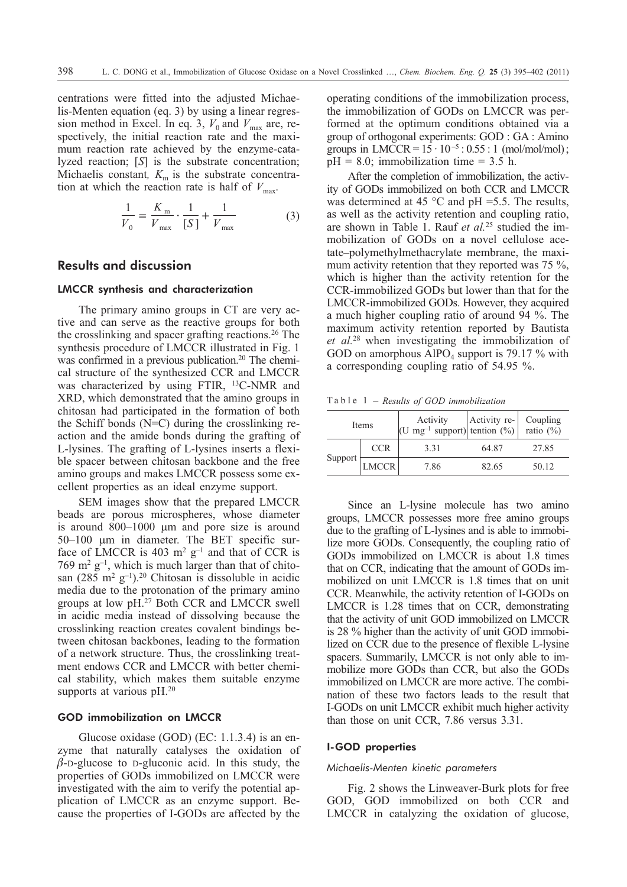centrations were fitted into the adjusted Michaelis-Menten equation (eq. 3) by using a linear regression method in Excel. In eq. 3, $V_0$ and $V_{max}$ are, respectively, the initial reaction rate and the maximum reaction rate achieved by the enzyme-catalyzed reaction; $[S]$ is the substrate concentration; Michaelis constant, $K_m$ is the substrate concentration at which the reaction rate is half of $V_{max}$.

$$\frac{1}{V_0} = \frac{K_m}{V_{max}} \cdot \frac{1}{[S]} + \frac{1}{V_{max}} \tag{3}$$

## Results and discussion

### LMCCR synthesis and characterization

The primary amino groups in CT are very active and can serve as the reactive groups for both the crosslinking and spacer grafting reactions.[26] The synthesis procedure of LMCCR illustrated in Fig. 1 was confirmed in a previous publication.[20] The chemical structure of the synthesized CCR and LMCCR was characterized by using FTIR, $^{13}$C-NMR and XRD, which demonstrated that the amino groups in chitosan had participated in the formation of both the Schiff bonds (N=C) during the crosslinking reaction and the amide bonds during the grafting of L-lysines. The grafting of L-lysines inserts a flexible spacer between chitosan backbone and the free amino groups and makes LMCCR possess some excellent properties as an ideal enzyme support.

SEM images show that the prepared LMCCR beads are porous microspheres, whose diameter is around 800–1000 μm and pore size is around 50–100 μm in diameter. The BET specific surface of LMCCR is 403 $m^2 g^{-1}$ and that of CCR is 769 $m^2 g^{-1}$, which is much larger than that of chitosan (285 $m^2 g^{-1}$).[20] Chitosan is dissoluble in acidic media due to the protonation of the primary amino groups at low pH.[27] Both CCR and LMCCR swell in acidic media instead of dissolving because the crosslinking reaction creates covalent bindings between chitosan backbones, leading to the formation of a network structure. Thus, the crosslinking treatment endows CCR and LMCCR with better chemical stability, which makes them suitable enzyme supports at various pH.[20]

### GOD immobilization on LMCCR

Glucose oxidase (GOD) (EC: 1.1.3.4) is an enzyme that naturally catalyses the oxidation of $\beta$-D-glucose to D-gluconic acid. In this study, the properties of GODs immobilized on LMCCR were investigated with the aim to verify the potential application of LMCCR as an enzyme support. Because the properties of I-GODs are affected by the operating conditions of the immobilization process, the immobilization of GODs on LMCCR was performed at the optimum conditions obtained via a group of orthogonal experiments: GOD : GA : Amino groups in LMCCR = $15 \cdot 10^{-5}$ : 0.55 : 1 (mol/mol/mol); pH = 8.0; immobilization time = 3.5 h.

After the completion of immobilization, the activity of GODs immobilized on both CCR and LMCCR was determined at 45 °C and pH =5.5. The results, as well as the activity retention and coupling ratio, are shown in Table 1. Rauf *et al.*[25] studied the immobilization of GODs on a novel cellulose acetate–polymethylmethacrylate membrane, the maximum activity retention that they reported was 75 %, which is higher than the activity retention for the CCR-immobilized GODs but lower than that for the LMCCR-immobilized GODs. However, they acquired a much higher coupling ratio of around 94 %. The maximum activity retention reported by Bautista *et al.*[28] when investigating the immobilization of GOD on amorphous $AlPO_4$ support is 79.17 % with a corresponding coupling ratio of 54.95 %.

Table 1 – *Results of GOD immobilization*

| Items | | Activity (U $mg^{-1}$ support) | Activity retention (%) | Coupling ratio (%) |
|---|---|---|---|---|
| Support | CCR | 3.31 | 64.87 | 27.85 |
| | LMCCR | 7.86 | 82.65 | 50.12 |

Since an L-lysine molecule has two amino groups, LMCCR possesses more free amino groups due to the grafting of L-lysines and is able to immobilize more GODs. Consequently, the coupling ratio of GODs immobilized on LMCCR is about 1.8 times that on CCR, indicating that the amount of GODs immobilized on unit LMCCR is 1.8 times that on unit CCR. Meanwhile, the activity retention of I-GODs on LMCCR is 1.28 times that on CCR, demonstrating that the activity of unit GOD immobilized on LMCCR is 28 % higher than the activity of unit GOD immobilized on CCR due to the presence of flexible L-lysine spacers. Summarily, LMCCR is not only able to immobilize more GODs than CCR, but also the GODs immobilized on LMCCR are more active. The combination of these two factors leads to the result that I-GODs on unit LMCCR exhibit much higher activity than those on unit CCR, 7.86 versus 3.31.

### I-GOD properties

#### *Michaelis-Menten kinetic parameters*

Fig. 2 shows the Linweaver-Burk plots for free GOD, GOD immobilized on both CCR and LMCCR in catalyzing the oxidation of glucose,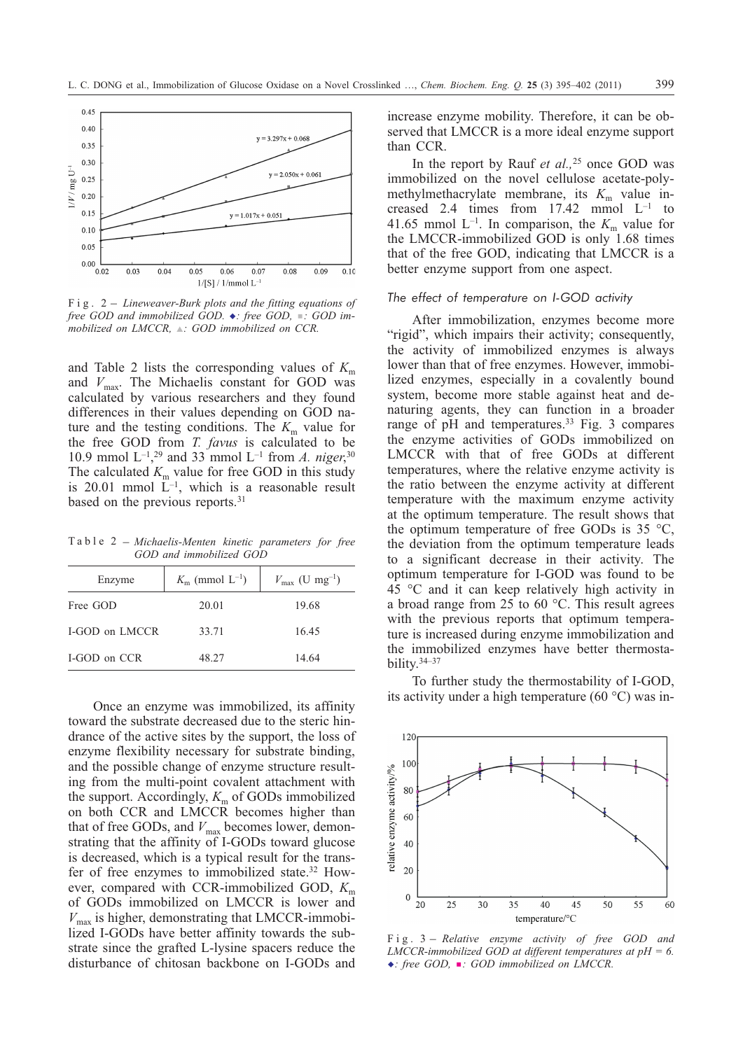F i g . 2 – *Lineweaver-Burk plots and the fitting equations of free GOD and immobilized GOD.* ◆*: free GOD,* ■*: GOD immobilized on LMCCR,* ▲*: GOD immobilized on CCR.*

and Table 2 lists the corresponding values of $K_m$ and $V_{max}$. The Michaelis constant for GOD was calculated by various researchers and they found differences in their values depending on GOD nature and the testing conditions. The $K_m$ value for the free GOD from *T. favus* is calculated to be 10.9 mmol $L^{-1}$,[29] and 33 mmol $L^{-1}$ from *A. niger*,[30] The calculated $K_m$ value for free GOD in this study is 20.01 mmol $L^{-1}$, which is a reasonable result based on the previous reports.[31]

T a b l e 2 – *Michaelis-Menten kinetic parameters for free GOD and immobilized GOD*

| Enzyme | $K_m$ (mmol $L^{-1}$) | $V_{max}$ (U $mg^{-1}$) |
| --- | --- | --- |
| Free GOD | 20.01 | 19.68 |
| I-GOD on LMCCR | 33.71 | 16.45 |
| I-GOD on CCR | 48.27 | 14.64 |

Once an enzyme was immobilized, its affinity toward the substrate decreased due to the steric hindrance of the active sites by the support, the loss of enzyme flexibility necessary for substrate binding, and the possible change of enzyme structure resulting from the multi-point covalent attachment with the support. Accordingly, $K_m$ of GODs immobilized on both CCR and LMCCR becomes higher than that of free GODs, and $V_{max}$ becomes lower, demonstrating that the affinity of I-GODs toward glucose is decreased, which is a typical result for the transfer of free enzymes to immobilized state.[32] However, compared with CCR-immobilized GOD, $K_m$ of GODs immobilized on LMCCR is lower and $V_{max}$ is higher, demonstrating that LMCCR-immobilized I-GODs have better affinity towards the substrate since the grafted L-lysine spacers reduce the disturbance of chitosan backbone on I-GODs and increase enzyme mobility. Therefore, it can be observed that LMCCR is a more ideal enzyme support than CCR.

In the report by Rauf *et al.,*[25] once GOD was immobilized on the novel cellulose acetate-polymethylmethacrylate membrane, its $K_m$ value increased 2.4 times from 17.42 mmol $L^{-1}$ to 41.65 mmol $L^{-1}$. In comparison, the $K_m$ value for the LMCCR-immobilized GOD is only 1.68 times that of the free GOD, indicating that LMCCR is a better enzyme support from one aspect.

### The effect of temperature on I-GOD activity

After immobilization, enzymes become more "rigid", which impairs their activity; consequently, the activity of immobilized enzymes is always lower than that of free enzymes. However, immobilized enzymes, especially in a covalently bound system, become more stable against heat and denaturing agents, they can function in a broader range of pH and temperatures.[33] Fig. 3 compares the enzyme activities of GODs immobilized on LMCCR with that of free GODs at different temperatures, where the relative enzyme activity is the ratio between the enzyme activity at different temperature with the maximum enzyme activity at the optimum temperature. The result shows that the optimum temperature of free GODs is 35 °C, the deviation from the optimum temperature leads to a significant decrease in their activity. The optimum temperature for I-GOD was found to be 45 °C and it can keep relatively high activity in a broad range from 25 to 60 °C. This result agrees with the previous reports that optimum temperature is increased during enzyme immobilization and the immobilized enzymes have better thermostability.[34–37]

To further study the thermostability of I-GOD, its activity under a high temperature (60 °C) was in-

F i g . 3 – *Relative enzyme activity of free GOD and LMCCR-immobilized GOD at different temperatures at pH = 6.* ◆*: free GOD,* ■*: GOD immobilized on LMCCR.*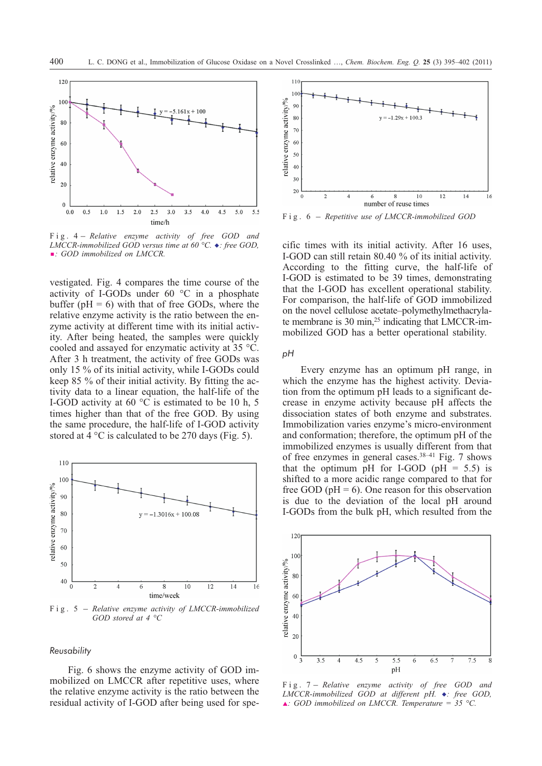Fig. 4 – *Relative enzyme activity of free GOD and LMCCR-immobilized GOD versus time at 60 °C.* ◆*: free GOD,* ■*: GOD immobilized on LMCCR.*

vestigated. Fig. 4 compares the time course of the activity of I-GODs under 60 °C in a phosphate buffer (pH = 6) with that of free GODs, where the relative enzyme activity is the ratio between the enzyme activity at different time with its initial activity. After being heated, the samples were quickly cooled and assayed for enzymatic activity at 35 °C. After 3 h treatment, the activity of free GODs was only 15 % of its initial activity, while I-GODs could keep 85 % of their initial activity. By fitting the activity data to a linear equation, the half-life of the I-GOD activity at 60 °C is estimated to be 10 h, 5 times higher than that of the free GOD. By using the same procedure, the half-life of I-GOD activity stored at 4 °C is calculated to be 270 days (Fig. 5).

Fig. 5 – *Relative enzyme activity of LMCCR-immobilized GOD stored at 4 °C*

### Reusability

Fig. 6 shows the enzyme activity of GOD immobilized on LMCCR after repetitive uses, where the relative enzyme activity is the ratio between the residual activity of I-GOD after being used for specific times with its initial activity. After 16 uses, I-GOD can still retain 80.40 % of its initial activity. According to the fitting curve, the half-life of I-GOD is estimated to be 39 times, demonstrating that the I-GOD has excellent operational stability. For comparison, the half-life of GOD immobilized on the novel cellulose acetate–polymethylmethacrylate membrane is 30 min,[25] indicating that LMCCR-immobilized GOD has a better operational stability.

Fig. 6 – *Repetitive use of LMCCR-immobilized GOD*

### pH

Every enzyme has an optimum pH range, in which the enzyme has the highest activity. Deviation from the optimum pH leads to a significant decrease in enzyme activity because pH affects the dissociation states of both enzyme and substrates. Immobilization varies enzyme's micro-environment and conformation; therefore, the optimum pH of the immobilized enzymes is usually different from that of free enzymes in general cases.[38–41] Fig. 7 shows that the optimum pH for I-GOD (pH = 5.5) is shifted to a more acidic range compared to that for free GOD (pH = 6). One reason for this observation is due to the deviation of the local pH around I-GODs from the bulk pH, which resulted from the

Fig. 7 – *Relative enzyme activity of free GOD and LMCCR-immobilized GOD at different pH.* ◆*: free GOD,* ▲*: GOD immobilized on LMCCR. Temperature = 35 °C.*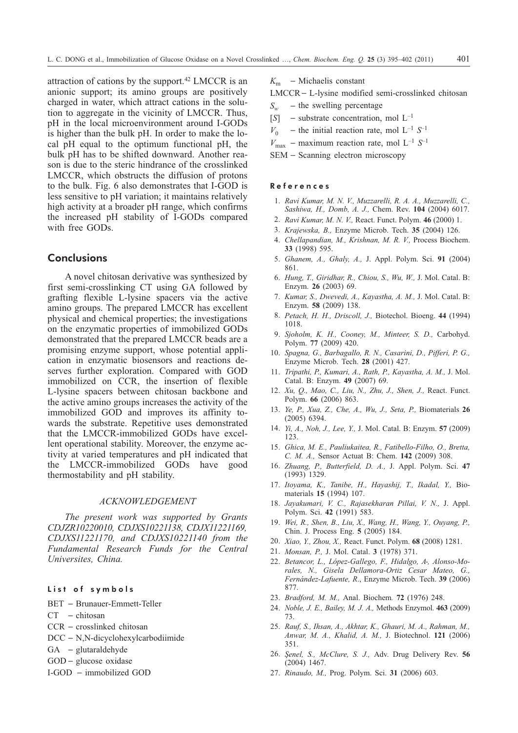attraction of cations by the support.[42] LMCCR is an anionic support; its amino groups are positively charged in water, which attract cations in the solution to aggregate in the vicinity of LMCCR. Thus, pH in the local microenvironment around I-GODs is higher than the bulk pH. In order to make the local pH equal to the optimum functional pH, the bulk pH has to be shifted downward. Another reason is due to the steric hindrance of the crosslinked LMCCR, which obstructs the diffusion of protons to the bulk. Fig. 6 also demonstrates that I-GOD is less sensitive to pH variation; it maintains relatively high activity at a broader pH range, which confirms the increased pH stability of I-GODs compared with free GODs.

## Conclusions

A novel chitosan derivative was synthesized by first semi-crosslinking CT using GA followed by grafting flexible L-lysine spacers via the active amino groups. The prepared LMCCR has excellent physical and chemical properties; the investigations on the enzymatic properties of immobilized GODs demonstrated that the prepared LMCCR beads are a promising enzyme support, whose potential application in enzymatic biosensors and reactions deserves further exploration. Compared with GOD immobilized on CCR, the insertion of flexible L-lysine spacers between chitosan backbone and the active amino groups increases the activity of the immobilized GOD and improves its affinity towards the substrate. Repetitive uses demonstrated that the LMCCR-immobilized GODs have excellent operational stability. Moreover, the enzyme activity at varied temperatures and pH indicated that the LMCCR-immobilized GODs have good thermostability and pH stability.

### ACKNOWLEDGEMENT

*The present work was supported by Grants CDJZR10220010, CDJXS10221138, CDJX11221169, CDJXS11221170, and CDJXS10221140 from the Fundamental Research Funds for the Central Universites, China.*

### List of symbols

BET – Brunauer-Emmett-Teller
CT – chitosan
CCR – crosslinked chitosan
DCC – N,N-dicyclohexylcarbodiimide
GA – glutaraldehyde
GOD – glucose oxidase
I-GOD – immobilized GOD
$K_m$ – Michaelis constant
LMCCR – L-lysine modified semi-crosslinked chitosan
$S_w$ – the swelling percentage
$[S]$ – substrate concentration, mol L$^{-1}$
$V_0$ – the initial reaction rate, mol L$^{-1}$ $S^{-1}$
$V_{max}$ – maximum reaction rate, mol L$^{-1}$ $S^{-1}$
SEM – Scanning electron microscopy

### References

1. *Ravi Kumar, M. N. V., Muzzarelli, R. A. A., Muzzarelli, C., Sashiwa, H., Domb, A. J.,* Chem. Rev. **104** (2004) 6017.
2. *Ravi Kumar, M. N. V.,* React. Funct. Polym. **46** (2000) 1.
3. *Krajewska, B.,* Enzyme Microb. Tech. **35** (2004) 126.
4. *Chellapandian, M., Krishnan, M. R. V.,* Process Biochem. **33** (1998) 595.
5. *Ghanem, A., Ghaly, A.,* J. Appl. Polym. Sci. **91** (2004) 861.
6. *Hung, T., Giridhar, R., Chiou, S., Wu, W.,* J. Mol. Catal. B: Enzym. **26** (2003) 69.
7. *Kumar, S., Dwevedi, A., Kayastha, A. M.,* J. Mol. Catal. B: Enzym. **58** (2009) 138.
8. *Petach, H. H., Driscoll, J.,* Biotechol. Bioeng. **44** (1994) 1018.
9. *Sjoholm, K. H., Cooney, M., Minteer, S. D.,* Carbohyd. Polym. **77** (2009) 420.
10. *Spagna, G., Barbagallo, R. N., Casarini, D., Pifferi, P. G.,* Enzyme Microb. Tech. **28** (2001) 427.
11. *Tripathi, P., Kumari, A., Rath, P., Kayastha, A. M.,* J. Mol. Catal. B: Enzym. **49** (2007) 69.
12. *Xu, Q., Mao, C., Liu, N., Zhu, J., Shen, J.,* React. Funct. Polym. **66** (2006) 863.
13. *Ye, P., Xua, Z., Che, A., Wu, J., Seta, P.,* Biomaterials **26** (2005) 6394.
14. *Yi, A., Noh, J., Lee, Y.,* J. Mol. Catal. B: Enzym. **57** (2009) 123.
15. *Ghica, M. E., Pauliukaitea, R., Fatibello-Filho, O., Bretta, C. M. A.,* Sensor Actuat B: Chem. **142** (2009) 308.
16. *Zhuang, P., Butterfield, D. A.,* J. Appl. Polym. Sci. **47** (1993) 1329.
17. *Itoyama, K., Tanibe, H., Hayashij, T., Ikadal, Y.,* Biomaterials **15** (1994) 107.
18. *Jayakumari, V. C., Rajasekharan Pillai, V. N.,* J. Appl. Polym. Sci. **42** (1991) 583.
19. *Wei, R., Shen, B., Liu, X., Wang, H., Wang, Y., Ouyang, P.,* Chin. J. Process Eng. **5** (2005) 184.
20. *Xiao, Y., Zhou, X.,* React. Funct. Polym. **68** (2008) 1281.
21. *Monsan, P.,* J. Mol. Catal. **3** (1978) 371.
22. *Betancor, L., López-Gallego, F., Hidalgo, A-, Alonso-Morales, N., Gisela Dellamora-Ortiz Cesar Mateo, G., Fernández-Lafuente, R*., Enzyme Microb. Tech. **39** (2006) 877.
23. *Bradford, M. M.,* Anal. Biochem. **72** (1976) 248.
24. *Noble, J. E., Bailey, M. J. A.,* Methods Enzymol. **463** (2009) 73.
25. *Rauf, S., Ihsan, A., Akhtar, K., Ghauri, M. A., Rahman, M., Anwar, M. A., Khalid, A. M.,* J. Biotechnol. **121** (2006) 351.
26. *Şenel, S., McClure, S. J.,* Adv. Drug Delivery Rev. **56** (2004) 1467.
27. *Rinaudo, M.,* Prog. Polym. Sci. **31** (2006) 603.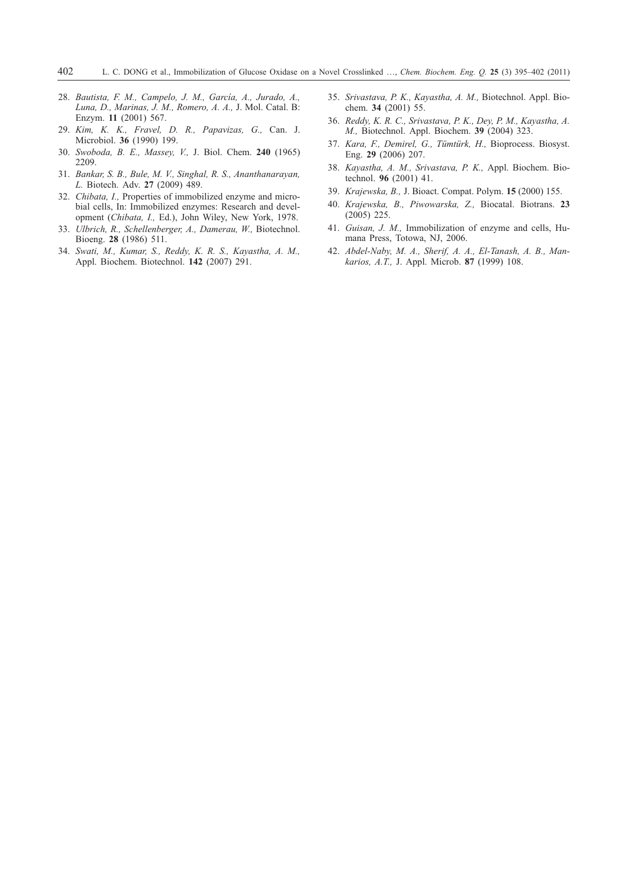28. *Bautista, F. M., Campelo, J. M., García, A., Jurado, A., Luna, D., Marinas, J. M., Romero, A. A.,* J. Mol. Catal. B: Enzym. **11** (2001) 567.
29. *Kim, K. K., Fravel, D. R., Papavizas, G.,* Can. J. Microbiol. **36** (1990) 199.
30. *Swoboda, B. E., Massey, V.,* J. Biol. Chem. **240** (1965) 2209.
31. *Bankar, S. B., Bule, M. V., Singhal, R. S., Ananthanarayan, L.* Biotech. Adv. **27** (2009) 489.
32. *Chibata, I.,* Properties of immobilized enzyme and microbial cells, In: Immobilized enzymes: Research and development (*Chibata, I.,* Ed.), John Wiley, New York, 1978.
33. *Ulbrich, R., Schellenberger, A., Damerau, W.,* Biotechnol. Bioeng. **28** (1986) 511.
34. *Swati, M., Kumar, S., Reddy, K. R. S., Kayastha, A. M.,* Appl. Biochem. Biotechnol. **142** (2007) 291.
35. *Srivastava, P. K., Kayastha, A. M.,* Biotechnol. Appl. Biochem. **34** (2001) 55.
36. *Reddy, K. R. C., Srivastava, P. K., Dey, P. M., Kayastha, A. M.,* Biotechnol. Appl. Biochem. **39** (2004) 323.
37. *Kara, F., Demirel, G., Tümtürk, H.,* Bioprocess. Biosyst. Eng. **29** (2006) 207.
38. *Kayastha, A. M., Srivastava, P. K.,* Appl. Biochem. Biotechnol. **96** (2001) 41.
39. *Krajewska, B.,* J. Bioact. Compat. Polym. **15** (2000) 155.
40. *Krajewska, B., Piwowarska, Z.,* Biocatal. Biotrans. **23** (2005) 225.
41. *Guisan, J. M.,* Immobilization of enzyme and cells, Humana Press, Totowa, NJ, 2006.
42. *Abdel-Naby, M. A., Sherif, A. A., El-Tanash, A. B., Mankarios, A.T.,* J. Appl. Microb. **87** (1999) 108.